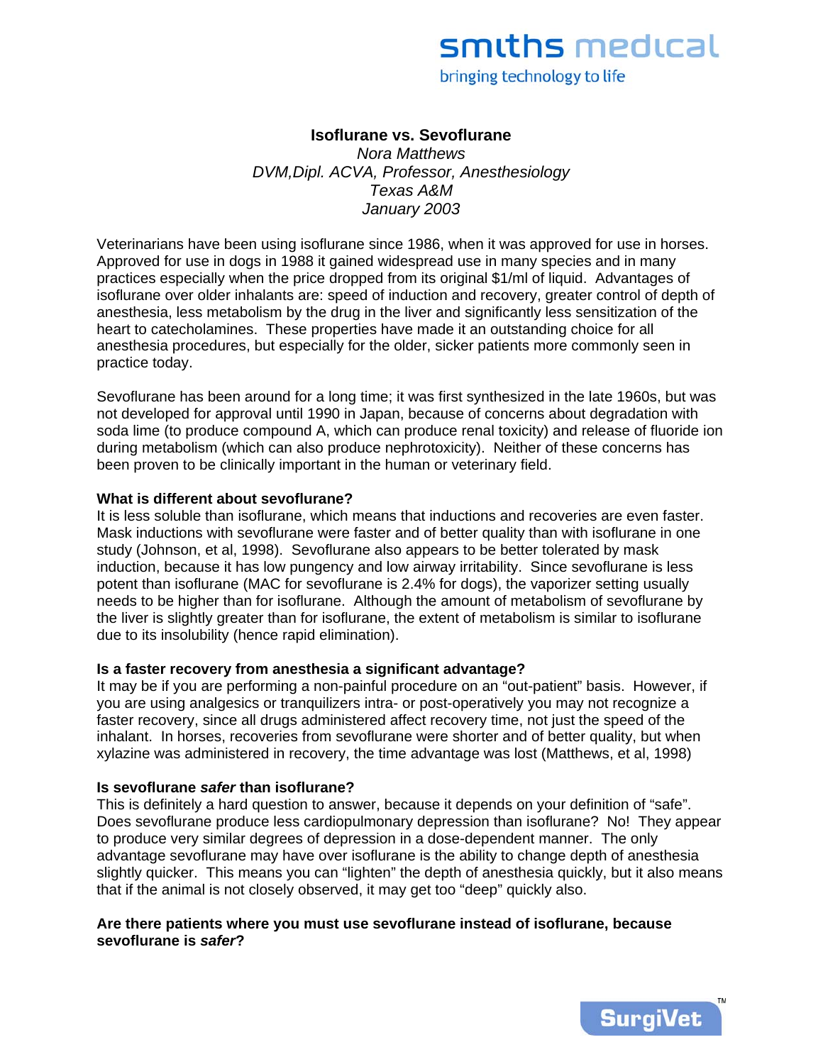# Isoflurane vs. Sevoflurane

*Nora Matthews*
*DVM,Dipl. ACVA, Professor, Anesthesiology*
*Texas A&M*
*January 2003*

Veterinarians have been using isoflurane since 1986, when it was approved for use in horses. Approved for use in dogs in 1988 it gained widespread use in many species and in many practices especially when the price dropped from its original $1/ml of liquid. Advantages of isoflurane over older inhalants are: speed of induction and recovery, greater control of depth of anesthesia, less metabolism by the drug in the liver and significantly less sensitization of the heart to catecholamines. These properties have made it an outstanding choice for all anesthesia procedures, but especially for the older, sicker patients more commonly seen in practice today.

Sevoflurane has been around for a long time; it was first synthesized in the late 1960s, but was not developed for approval until 1990 in Japan, because of concerns about degradation with soda lime (to produce compound A, which can produce renal toxicity) and release of fluoride ion during metabolism (which can also produce nephrotoxicity). Neither of these concerns has been proven to be clinically important in the human or veterinary field.

**What is different about sevoflurane?**
It is less soluble than isoflurane, which means that inductions and recoveries are even faster. Mask inductions with sevoflurane were faster and of better quality than with isoflurane in one study (Johnson, et al, 1998). Sevoflurane also appears to be better tolerated by mask induction, because it has low pungency and low airway irritability. Since sevoflurane is less potent than isoflurane (MAC for sevoflurane is 2.4% for dogs), the vaporizer setting usually needs to be higher than for isoflurane. Although the amount of metabolism of sevoflurane by the liver is slightly greater than for isoflurane, the extent of metabolism is similar to isoflurane due to its insolubility (hence rapid elimination).

**Is a faster recovery from anesthesia a significant advantage?**
It may be if you are performing a non-painful procedure on an "out-patient" basis. However, if you are using analgesics or tranquilizers intra- or post-operatively you may not recognize a faster recovery, since all drugs administered affect recovery time, not just the speed of the inhalant. In horses, recoveries from sevoflurane were shorter and of better quality, but when xylazine was administered in recovery, the time advantage was lost (Matthews, et al, 1998)

**Is sevoflurane *safer* than isoflurane?**
This is definitely a hard question to answer, because it depends on your definition of "safe". Does sevoflurane produce less cardiopulmonary depression than isoflurane? No! They appear to produce very similar degrees of depression in a dose-dependent manner. The only advantage sevoflurane may have over isoflurane is the ability to change depth of anesthesia slightly quicker. This means you can "lighten" the depth of anesthesia quickly, but it also means that if the animal is not closely observed, it may get too "deep" quickly also.

**Are there patients where you must use sevoflurane instead of isoflurane, because sevoflurane is *safer*?**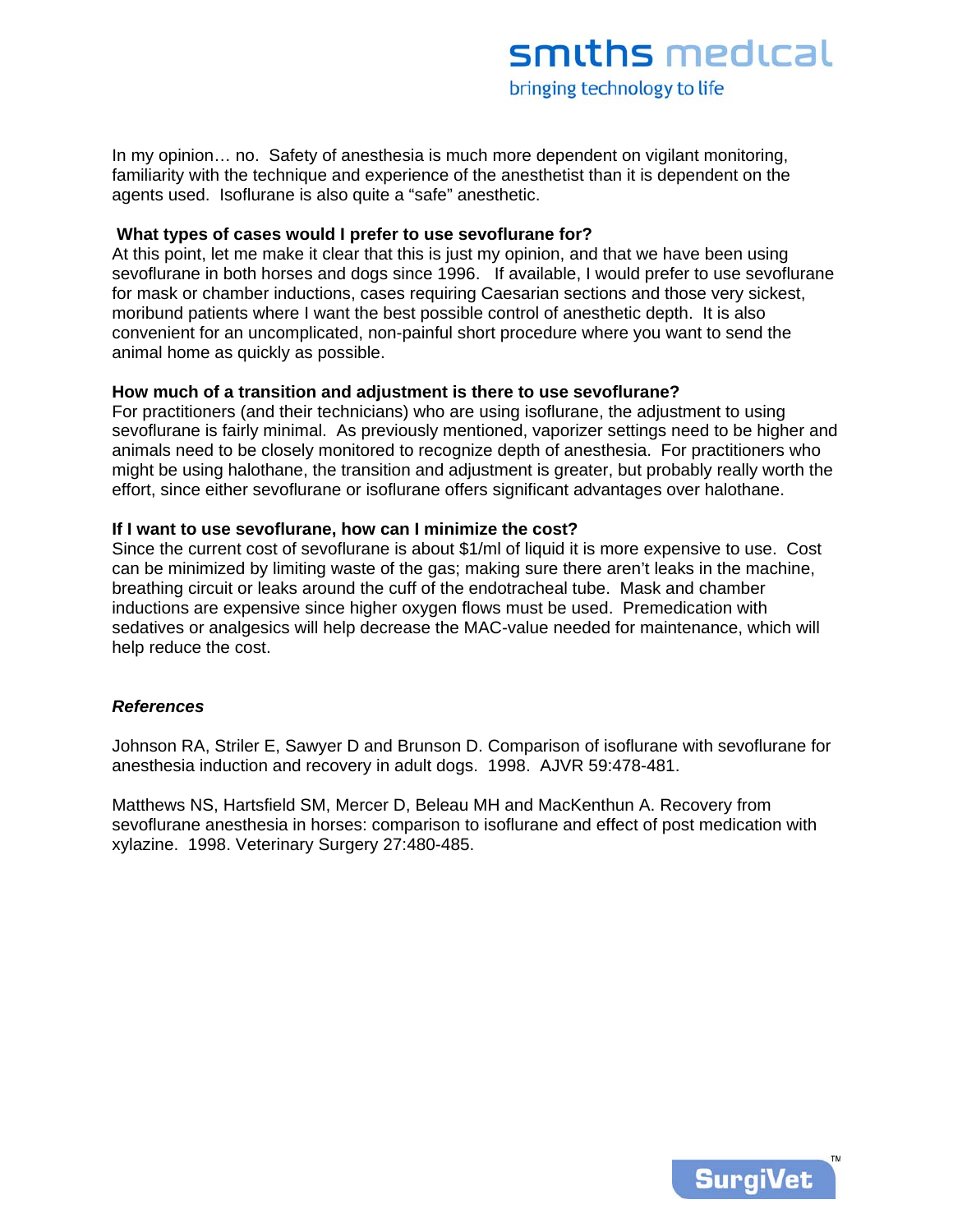In my opinion… no. Safety of anesthesia is much more dependent on vigilant monitoring, familiarity with the technique and experience of the anesthetist than it is dependent on the agents used. Isoflurane is also quite a "safe" anesthetic.

**What types of cases would I prefer to use sevoflurane for?**

At this point, let me make it clear that this is just my opinion, and that we have been using sevoflurane in both horses and dogs since 1996. If available, I would prefer to use sevoflurane for mask or chamber inductions, cases requiring Caesarian sections and those very sickest, moribund patients where I want the best possible control of anesthetic depth. It is also convenient for an uncomplicated, non-painful short procedure where you want to send the animal home as quickly as possible.

**How much of a transition and adjustment is there to use sevoflurane?**

For practitioners (and their technicians) who are using isoflurane, the adjustment to using sevoflurane is fairly minimal. As previously mentioned, vaporizer settings need to be higher and animals need to be closely monitored to recognize depth of anesthesia. For practitioners who might be using halothane, the transition and adjustment is greater, but probably really worth the effort, since either sevoflurane or isoflurane offers significant advantages over halothane.

**If I want to use sevoflurane, how can I minimize the cost?**

Since the current cost of sevoflurane is about $1/ml of liquid it is more expensive to use. Cost can be minimized by limiting waste of the gas; making sure there aren't leaks in the machine, breathing circuit or leaks around the cuff of the endotracheal tube. Mask and chamber inductions are expensive since higher oxygen flows must be used. Premedication with sedatives or analgesics will help decrease the MAC-value needed for maintenance, which will help reduce the cost.

***References***

Johnson RA, Striler E, Sawyer D and Brunson D. Comparison of isoflurane with sevoflurane for anesthesia induction and recovery in adult dogs. 1998. AJVR 59:478-481.

Matthews NS, Hartsfield SM, Mercer D, Beleau MH and MacKenthun A. Recovery from sevoflurane anesthesia in horses: comparison to isoflurane and effect of post medication with xylazine. 1998. Veterinary Surgery 27:480-485.